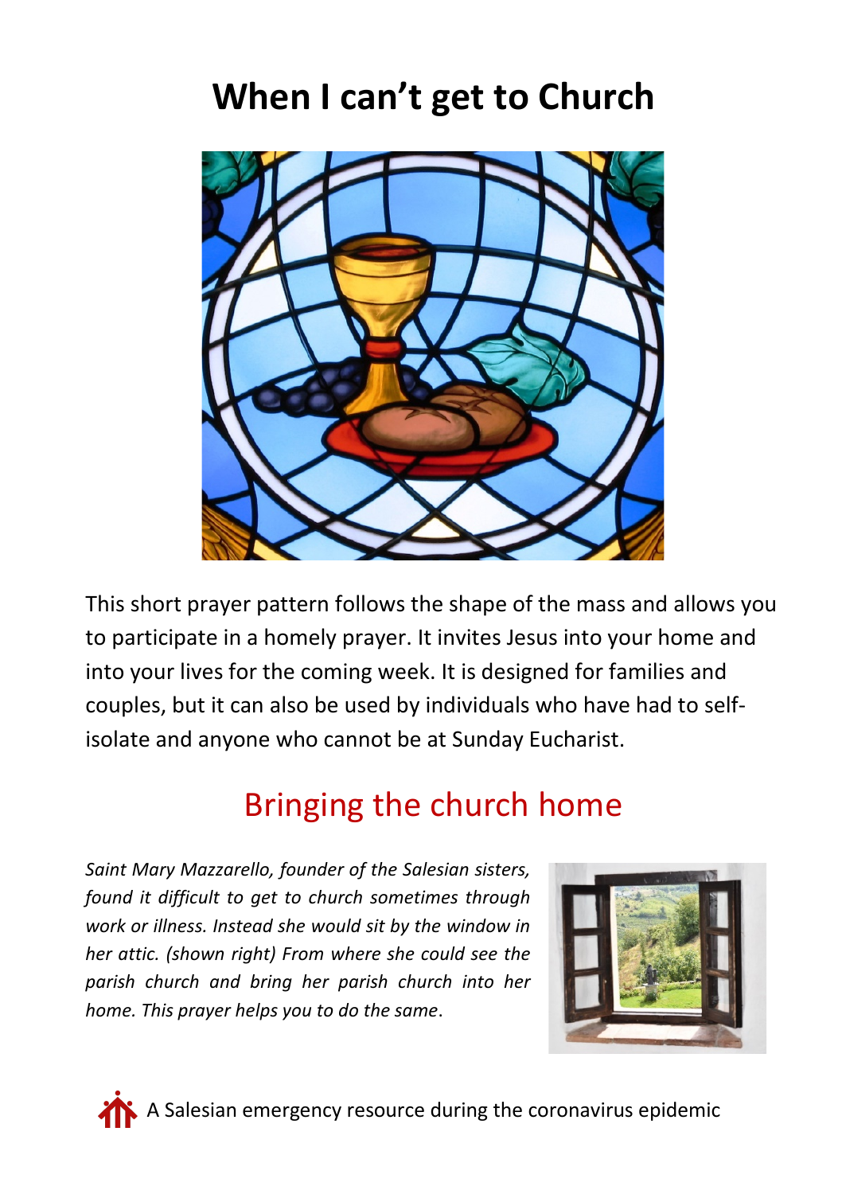# When I can't get to Church

This short prayer pattern follows the shape of the mass and allows you to participate in a homely prayer. It invites Jesus into your home and into your lives for the coming week. It is designed for families and couples, but it can also be used by individuals who have had to self-isolate and anyone who cannot be at Sunday Eucharist.

## Bringing the church home

*Saint Mary Mazzarello, founder of the Salesian sisters, found it difficult to get to church sometimes through work or illness. Instead she would sit by the window in her attic. (shown right) From where she could see the parish church and bring her parish church into her home. This prayer helps you to do the same*.

A Salesian emergency resource during the coronavirus epidemic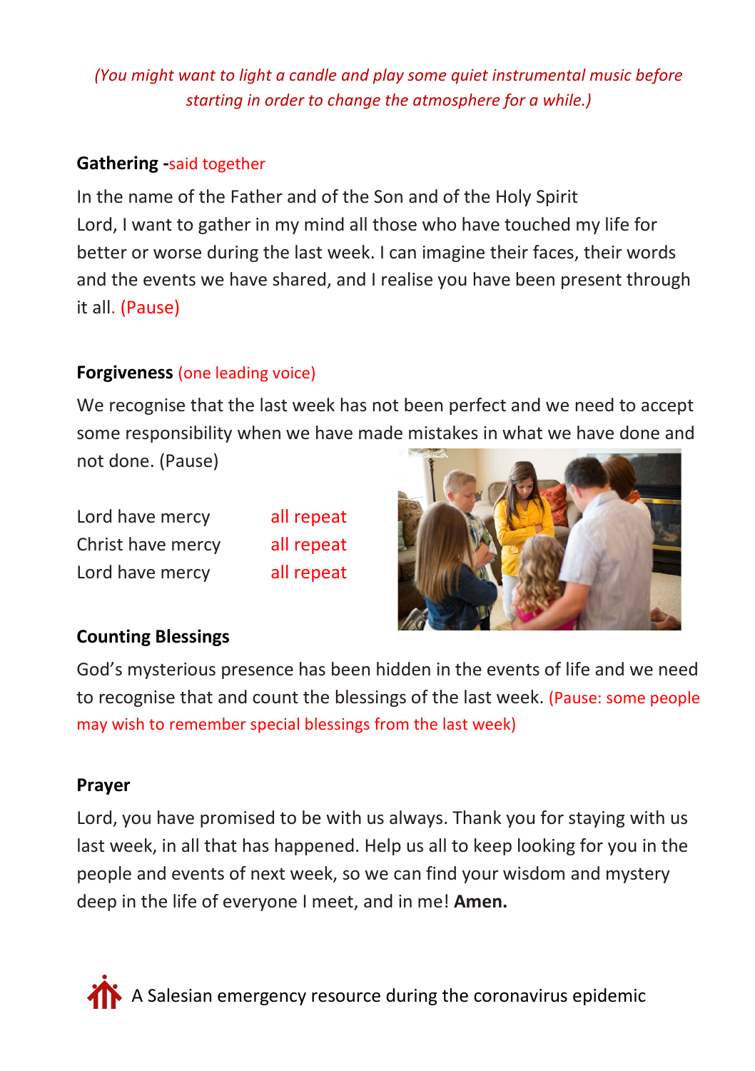*(You might want to light a candle and play some quiet instrumental music before starting in order to change the atmosphere for a while.)*

**Gathering -** said together

In the name of the Father and of the Son and of the Holy Spirit
Lord, I want to gather in my mind all those who have touched my life for better or worse during the last week. I can imagine their faces, their words and the events we have shared, and I realise you have been present through it all. (Pause)

**Forgiveness** (one leading voice)

We recognise that the last week has not been perfect and we need to accept some responsibility when we have made mistakes in what we have done and not done. (Pause)

Lord have mercy — all repeat
Christ have mercy — all repeat
Lord have mercy — all repeat

**Counting Blessings**

God's mysterious presence has been hidden in the events of life and we need to recognise that and count the blessings of the last week. (Pause: some people may wish to remember special blessings from the last week)

**Prayer**

Lord, you have promised to be with us always. Thank you for staying with us last week, in all that has happened. Help us all to keep looking for you in the people and events of next week, so we can find your wisdom and mystery deep in the life of everyone I meet, and in me! **Amen.**

A Salesian emergency resource during the coronavirus epidemic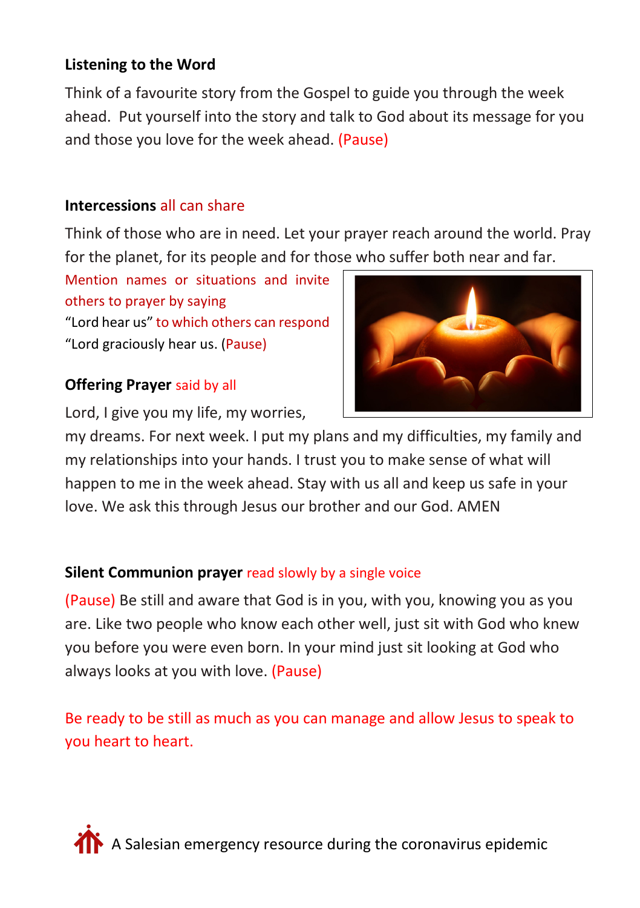**Listening to the Word**

Think of a favourite story from the Gospel to guide you through the week ahead. Put yourself into the story and talk to God about its message for you and those you love for the week ahead. (Pause)

**Intercessions** all can share

Think of those who are in need. Let your prayer reach around the world. Pray for the planet, for its people and for those who suffer both near and far.

Mention names or situations and invite others to prayer by saying "Lord hear us" to which others can respond "Lord graciously hear us. (Pause)

**Offering Prayer** said by all

Lord, I give you my life, my worries, my dreams. For next week. I put my plans and my difficulties, my family and my relationships into your hands. I trust you to make sense of what will happen to me in the week ahead. Stay with us all and keep us safe in your love. We ask this through Jesus our brother and our God. AMEN

**Silent Communion prayer** read slowly by a single voice

(Pause) Be still and aware that God is in you, with you, knowing you as you are. Like two people who know each other well, just sit with God who knew you before you were even born. In your mind just sit looking at God who always looks at you with love. (Pause)

Be ready to be still as much as you can manage and allow Jesus to speak to you heart to heart.

A Salesian emergency resource during the coronavirus epidemic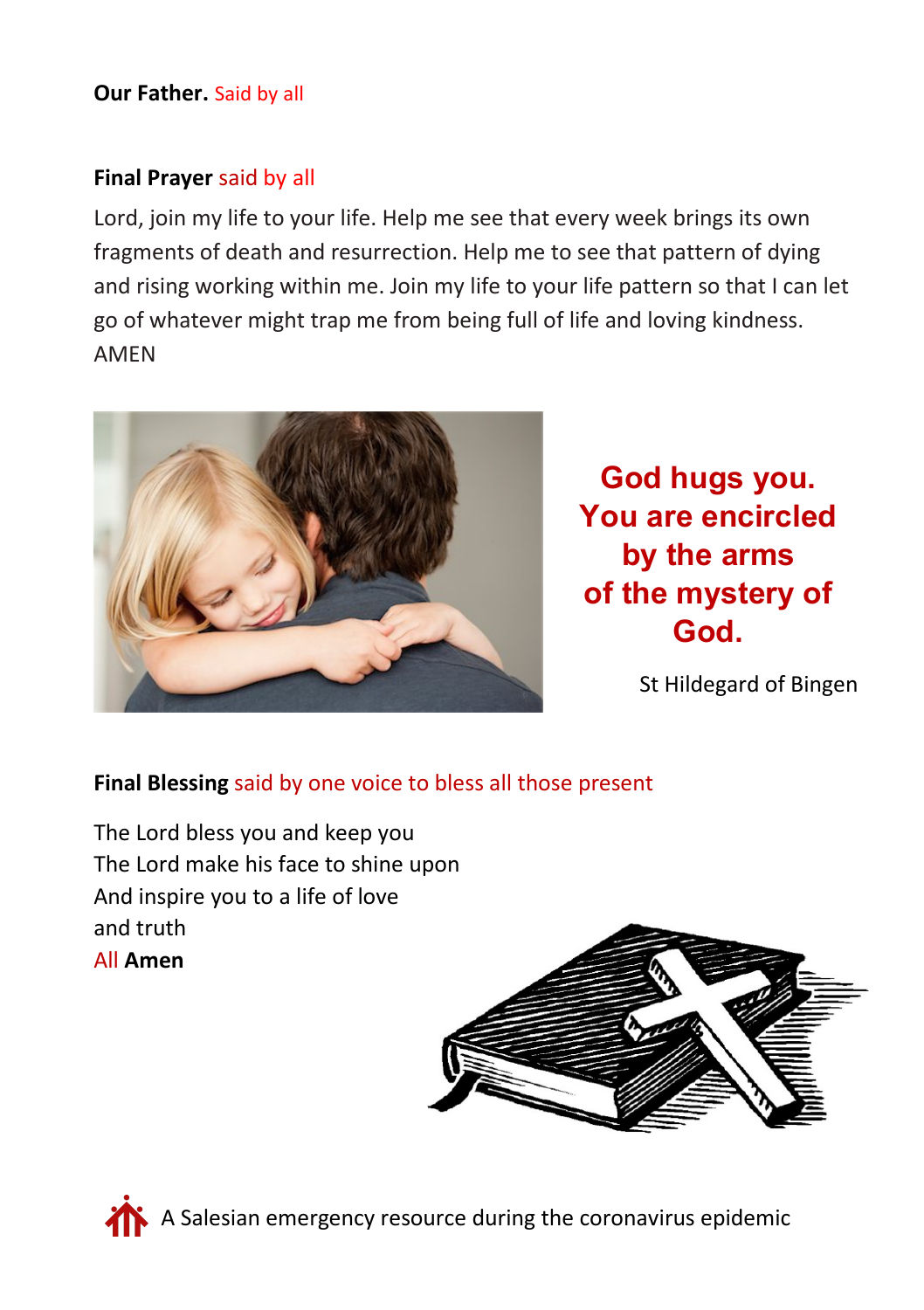**Our Father.** Said by all

**Final Prayer** said by all

Lord, join my life to your life. Help me see that every week brings its own fragments of death and resurrection. Help me to see that pattern of dying and rising working within me. Join my life to your life pattern so that I can let go of whatever might trap me from being full of life and loving kindness. AMEN

**God hugs you. You are encircled by the arms of the mystery of God.**

St Hildegard of Bingen

**Final Blessing** said by one voice to bless all those present

The Lord bless you and keep you
The Lord make his face to shine upon
And inspire you to a life of love
and truth
All **Amen**

A Salesian emergency resource during the coronavirus epidemic